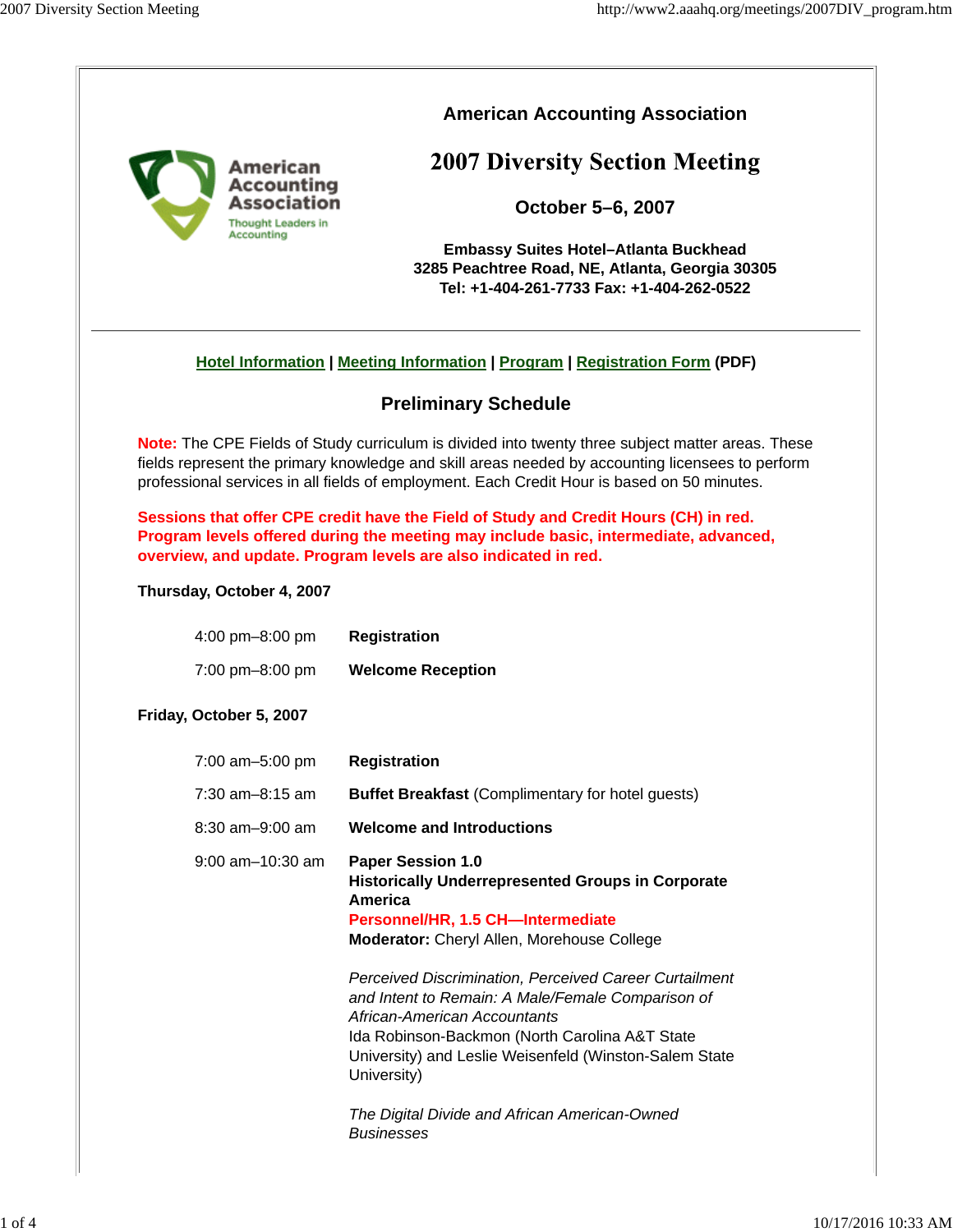**American Accounting Association**

# 2007 Diversity Section Meeting

**October 5–6, 2007**

**Embassy Suites Hotel–Atlanta Buckhead**
**3285 Peachtree Road, NE, Atlanta, Georgia 30305**
**Tel: +1-404-261-7733 Fax: +1-404-262-0522**

---

Hotel Information | Meeting Information | Program | Registration Form (PDF)

## Preliminary Schedule

**Note:** The CPE Fields of Study curriculum is divided into twenty three subject matter areas. These fields represent the primary knowledge and skill areas needed by accounting licensees to perform professional services in all fields of employment. Each Credit Hour is based on 50 minutes.

**Sessions that offer CPE credit have the Field of Study and Credit Hours (CH) in red. Program levels offered during the meeting may include basic, intermediate, advanced, overview, and update. Program levels are also indicated in red.**

### Thursday, October 4, 2007

| | |
|---|---|
| 4:00 pm–8:00 pm | **Registration** |
| 7:00 pm–8:00 pm | **Welcome Reception** |

### Friday, October 5, 2007

| | |
|---|---|
| 7:00 am–5:00 pm | **Registration** |
| 7:30 am–8:15 am | **Buffet Breakfast** (Complimentary for hotel guests) |
| 8:30 am–9:00 am | **Welcome and Introductions** |
| 9:00 am–10:30 am | **Paper Session 1.0** |

**Historically Underrepresented Groups in Corporate America**
**Personnel/HR, 1.5 CH—Intermediate**
**Moderator:** Cheryl Allen, Morehouse College

*Perceived Discrimination, Perceived Career Curtailment and Intent to Remain: A Male/Female Comparison of African-American Accountants*
Ida Robinson-Backmon (North Carolina A&T State University) and Leslie Weisenfeld (Winston-Salem State University)

*The Digital Divide and African American-Owned Businesses*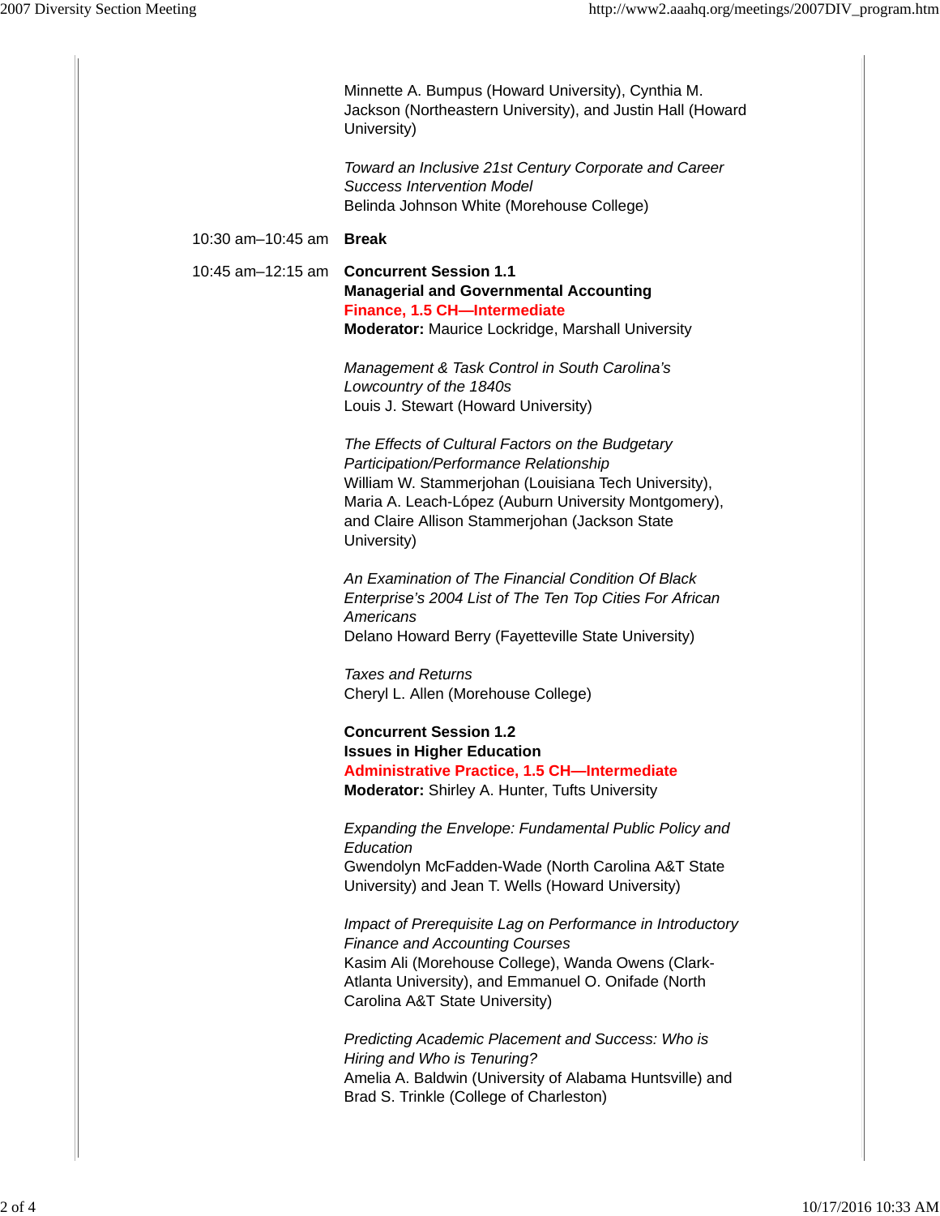Minnette A. Bumpus (Howard University), Cynthia M. Jackson (Northeastern University), and Justin Hall (Howard University)

*Toward an Inclusive 21st Century Corporate and Career Success Intervention Model*
Belinda Johnson White (Morehouse College)

10:30 am–10:45 am **Break**

10:45 am–12:15 am **Concurrent Session 1.1**
**Managerial and Governmental Accounting**
**Finance, 1.5 CH—Intermediate**
**Moderator:** Maurice Lockridge, Marshall University

*Management & Task Control in South Carolina's Lowcountry of the 1840s*
Louis J. Stewart (Howard University)

*The Effects of Cultural Factors on the Budgetary Participation/Performance Relationship*
William W. Stammerjohan (Louisiana Tech University), Maria A. Leach-López (Auburn University Montgomery), and Claire Allison Stammerjohan (Jackson State University)

*An Examination of The Financial Condition Of Black Enterprise's 2004 List of The Ten Top Cities For African Americans*
Delano Howard Berry (Fayetteville State University)

*Taxes and Returns*
Cheryl L. Allen (Morehouse College)

**Concurrent Session 1.2**
**Issues in Higher Education**
**Administrative Practice, 1.5 CH—Intermediate**
**Moderator:** Shirley A. Hunter, Tufts University

*Expanding the Envelope: Fundamental Public Policy and Education*
Gwendolyn McFadden-Wade (North Carolina A&T State University) and Jean T. Wells (Howard University)

*Impact of Prerequisite Lag on Performance in Introductory Finance and Accounting Courses*
Kasim Ali (Morehouse College), Wanda Owens (Clark-Atlanta University), and Emmanuel O. Onifade (North Carolina A&T State University)

*Predicting Academic Placement and Success: Who is Hiring and Who is Tenuring?*
Amelia A. Baldwin (University of Alabama Huntsville) and Brad S. Trinkle (College of Charleston)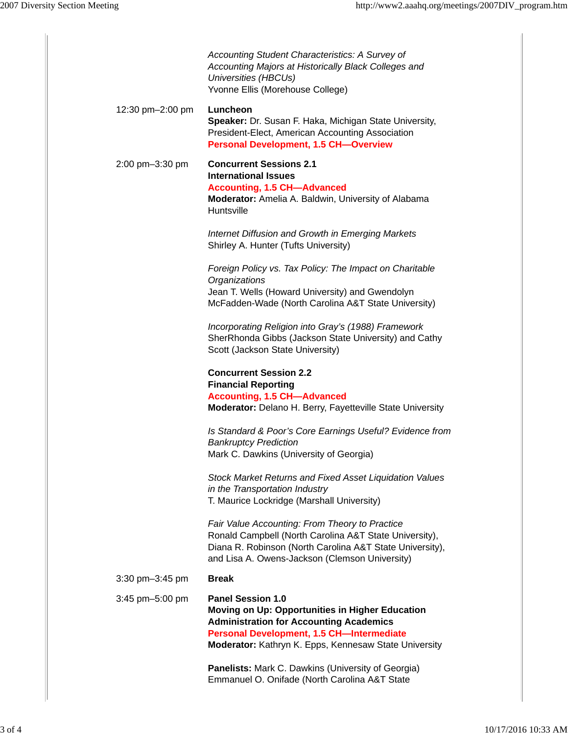*Accounting Student Characteristics: A Survey of Accounting Majors at Historically Black Colleges and Universities (HBCUs)*
Yvonne Ellis (Morehouse College)

| | |
|---|---|
| 12:30 pm–2:00 pm | **Luncheon**<br>**Speaker:** Dr. Susan F. Haka, Michigan State University, President-Elect, American Accounting Association<br>**Personal Development, 1.5 CH—Overview** |
| 2:00 pm–3:30 pm | **Concurrent Sessions 2.1**<br>**International Issues**<br>**Accounting, 1.5 CH—Advanced**<br>**Moderator:** Amelia A. Baldwin, University of Alabama Huntsville<br><br>*Internet Diffusion and Growth in Emerging Markets*<br>Shirley A. Hunter (Tufts University)<br><br>*Foreign Policy vs. Tax Policy: The Impact on Charitable Organizations*<br>Jean T. Wells (Howard University) and Gwendolyn McFadden-Wade (North Carolina A&T State University)<br><br>*Incorporating Religion into Gray's (1988) Framework*<br>SherRhonda Gibbs (Jackson State University) and Cathy Scott (Jackson State University)<br><br>**Concurrent Session 2.2**<br>**Financial Reporting**<br>**Accounting, 1.5 CH—Advanced**<br>**Moderator:** Delano H. Berry, Fayetteville State University<br><br>*Is Standard & Poor's Core Earnings Useful? Evidence from Bankruptcy Prediction*<br>Mark C. Dawkins (University of Georgia)<br><br>*Stock Market Returns and Fixed Asset Liquidation Values in the Transportation Industry*<br>T. Maurice Lockridge (Marshall University)<br><br>*Fair Value Accounting: From Theory to Practice*<br>Ronald Campbell (North Carolina A&T State University), Diana R. Robinson (North Carolina A&T State University), and Lisa A. Owens-Jackson (Clemson University) |
| 3:30 pm–3:45 pm | **Break** |
| 3:45 pm–5:00 pm | **Panel Session 1.0**<br>**Moving on Up: Opportunities in Higher Education Administration for Accounting Academics**<br>**Personal Development, 1.5 CH—Intermediate**<br>**Moderator:** Kathryn K. Epps, Kennesaw State University<br><br>**Panelists:** Mark C. Dawkins (University of Georgia)<br>Emmanuel O. Onifade (North Carolina A&T State |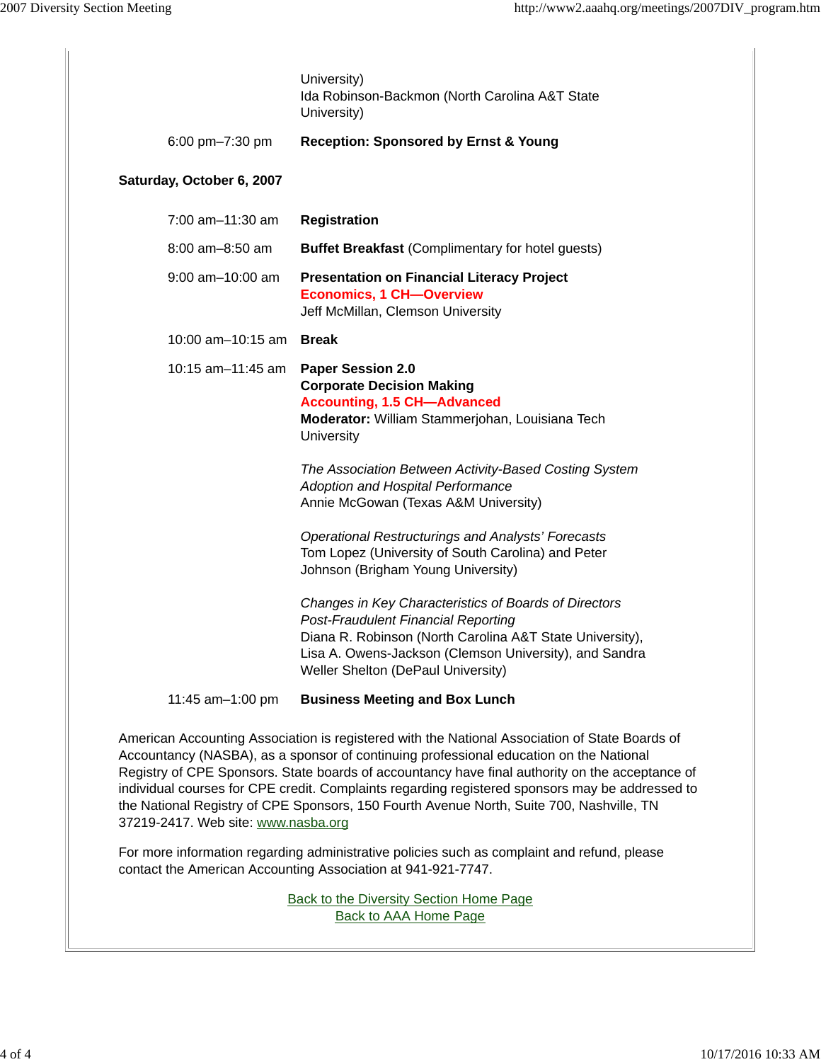University)
Ida Robinson-Backmon (North Carolina A&T State University)

6:00 pm–7:30 pm **Reception: Sponsored by Ernst & Young**

**Saturday, October 6, 2007**

7:00 am–11:30 am **Registration**

8:00 am–8:50 am **Buffet Breakfast** (Complimentary for hotel guests)

9:00 am–10:00 am **Presentation on Financial Literacy Project**
**Economics, 1 CH—Overview**
Jeff McMillan, Clemson University

10:00 am–10:15 am **Break**

10:15 am–11:45 am **Paper Session 2.0**
**Corporate Decision Making**
**Accounting, 1.5 CH—Advanced**
**Moderator:** William Stammerjohan, Louisiana Tech University

*The Association Between Activity-Based Costing System Adoption and Hospital Performance*
Annie McGowan (Texas A&M University)

*Operational Restructurings and Analysts' Forecasts*
Tom Lopez (University of South Carolina) and Peter Johnson (Brigham Young University)

*Changes in Key Characteristics of Boards of Directors Post-Fraudulent Financial Reporting*
Diana R. Robinson (North Carolina A&T State University), Lisa A. Owens-Jackson (Clemson University), and Sandra Weller Shelton (DePaul University)

11:45 am–1:00 pm **Business Meeting and Box Lunch**

American Accounting Association is registered with the National Association of State Boards of Accountancy (NASBA), as a sponsor of continuing professional education on the National Registry of CPE Sponsors. State boards of accountancy have final authority on the acceptance of individual courses for CPE credit. Complaints regarding registered sponsors may be addressed to the National Registry of CPE Sponsors, 150 Fourth Avenue North, Suite 700, Nashville, TN 37219-2417. Web site: www.nasba.org

For more information regarding administrative policies such as complaint and refund, please contact the American Accounting Association at 941-921-7747.

Back to the Diversity Section Home Page
Back to AAA Home Page